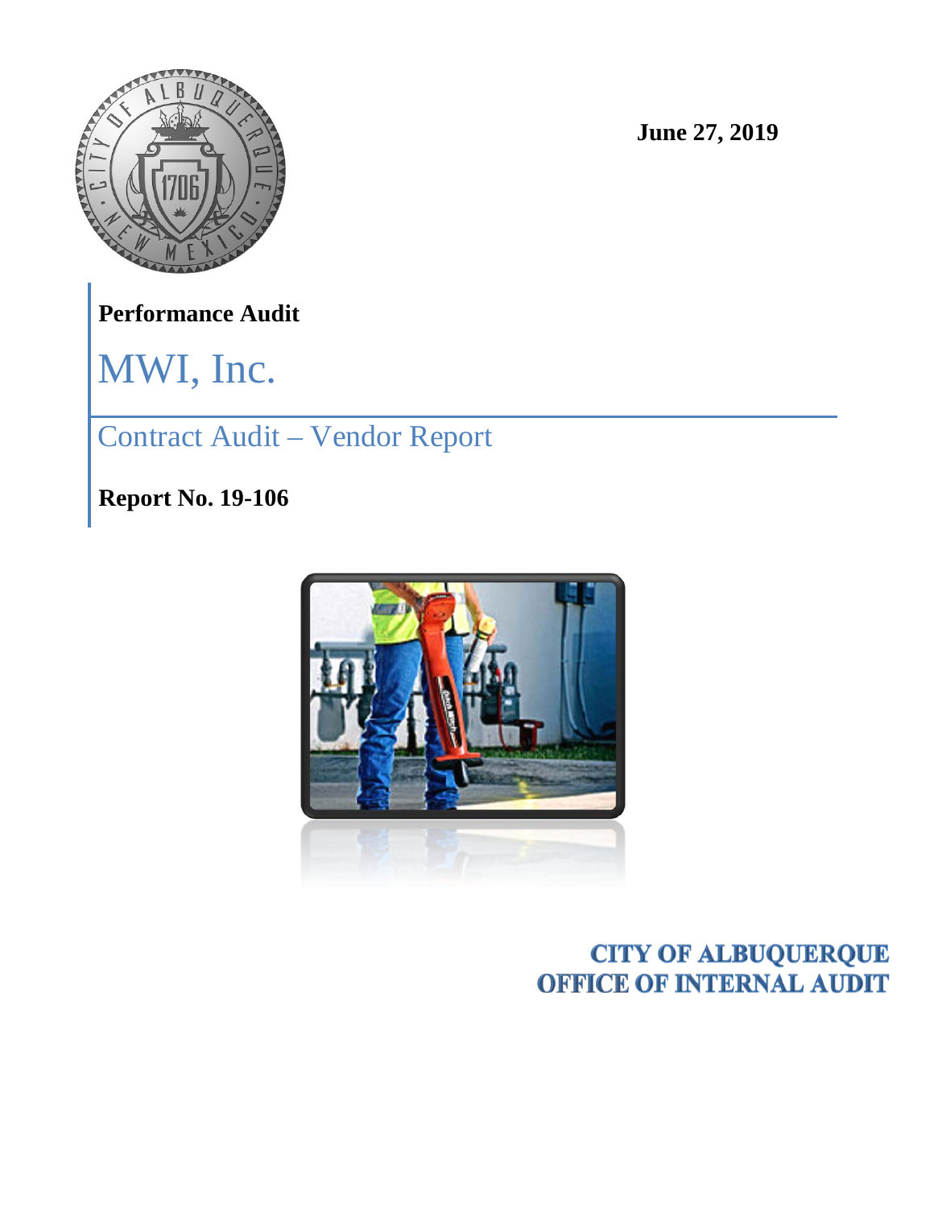June 27, 2019

**Performance Audit**

# MWI, Inc.

## Contract Audit – Vendor Report

**Report No. 19-106**

**CITY OF ALBUQUERQUE**
**OFFICE OF INTERNAL AUDIT**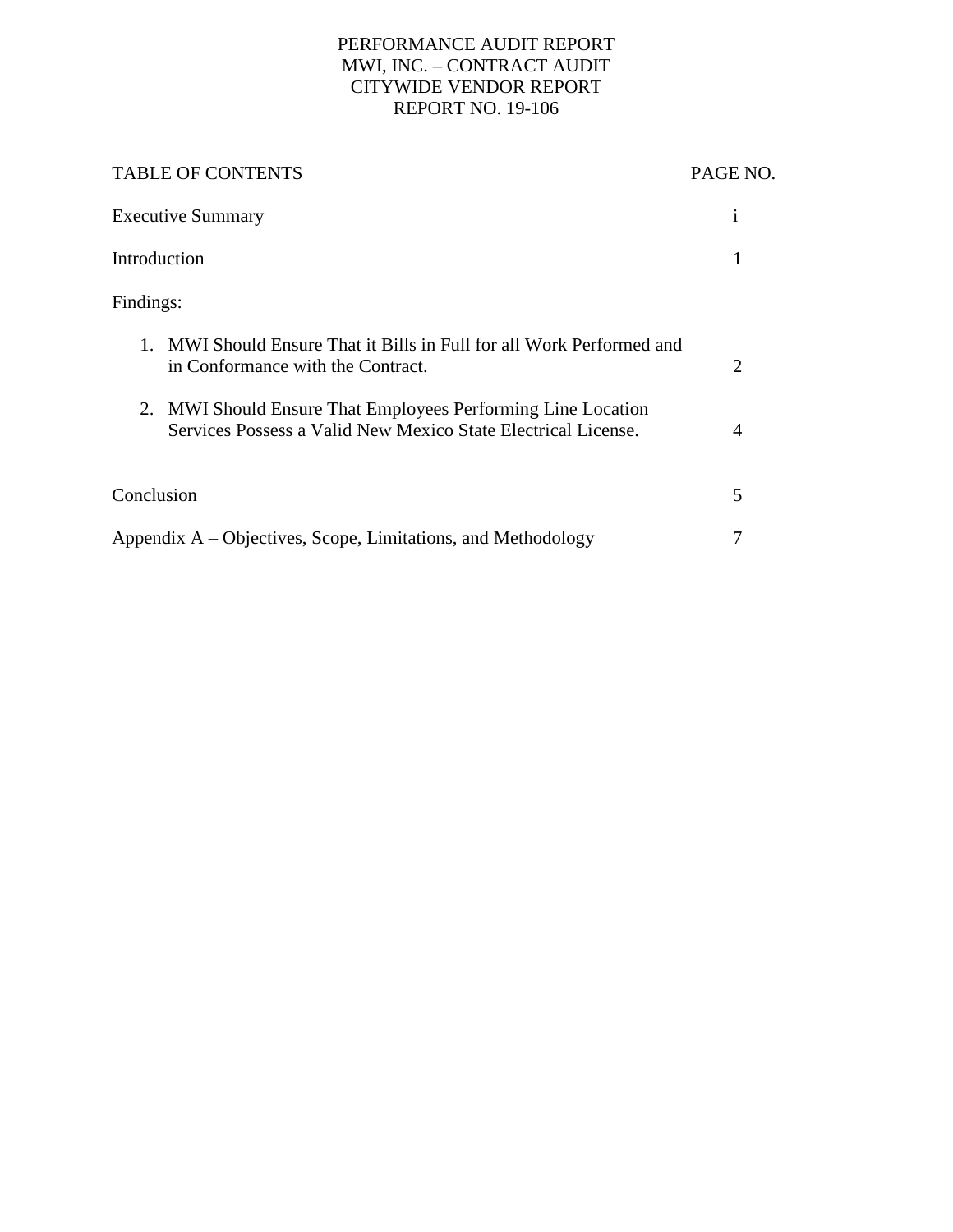# PERFORMANCE AUDIT REPORT
## MWI, INC. – CONTRACT AUDIT
## CITYWIDE VENDOR REPORT
## REPORT NO. 19-106

| TABLE OF CONTENTS | PAGE NO. |
|---|---|
| Executive Summary | i |
| Introduction | 1 |
| Findings: | |
| 1. MWI Should Ensure That it Bills in Full for all Work Performed and in Conformance with the Contract. | 2 |
| 2. MWI Should Ensure That Employees Performing Line Location Services Possess a Valid New Mexico State Electrical License. | 4 |
| Conclusion | 5 |
| Appendix A – Objectives, Scope, Limitations, and Methodology | 7 |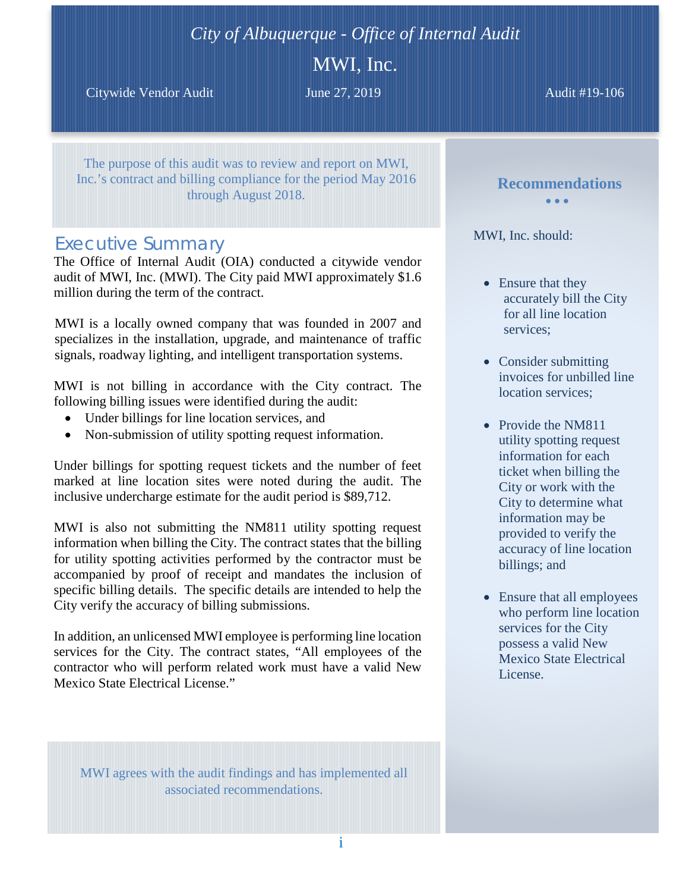*City of Albuquerque - Office of Internal Audit*

# MWI, Inc.

Citywide Vendor Audit | June 27, 2019 | Audit #19-106

The purpose of this audit was to review and report on MWI, Inc.'s contract and billing compliance for the period May 2016 through August 2018.

## Executive Summary

The Office of Internal Audit (OIA) conducted a citywide vendor audit of MWI, Inc. (MWI). The City paid MWI approximately $1.6 million during the term of the contract.

MWI is a locally owned company that was founded in 2007 and specializes in the installation, upgrade, and maintenance of traffic signals, roadway lighting, and intelligent transportation systems.

MWI is not billing in accordance with the City contract. The following billing issues were identified during the audit:

- Under billings for line location services, and
- Non-submission of utility spotting request information.

Under billings for spotting request tickets and the number of feet marked at line location sites were noted during the audit. The inclusive undercharge estimate for the audit period is $89,712.

MWI is also not submitting the NM811 utility spotting request information when billing the City. The contract states that the billing for utility spotting activities performed by the contractor must be accompanied by proof of receipt and mandates the inclusion of specific billing details. The specific details are intended to help the City verify the accuracy of billing submissions.

In addition, an unlicensed MWI employee is performing line location services for the City. The contract states, "All employees of the contractor who will perform related work must have a valid New Mexico State Electrical License."

MWI agrees with the audit findings and has implemented all associated recommendations.

## Recommendations

MWI, Inc. should:

- Ensure that they accurately bill the City for all line location services;
- Consider submitting invoices for unbilled line location services;
- Provide the NM811 utility spotting request information for each ticket when billing the City or work with the City to determine what information may be provided to verify the accuracy of line location billings; and
- Ensure that all employees who perform line location services for the City possess a valid New Mexico State Electrical License.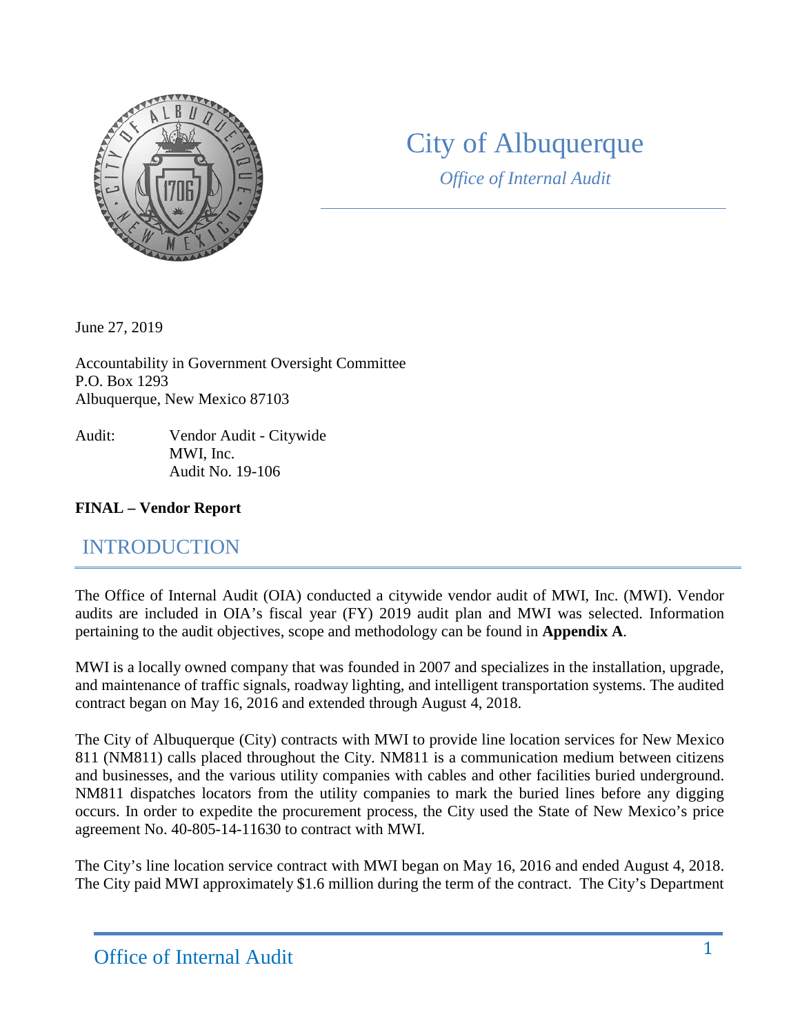# City of Albuquerque

*Office of Internal Audit*

June 27, 2019

Accountability in Government Oversight Committee
P.O. Box 1293
Albuquerque, New Mexico 87103

Audit: Vendor Audit - Citywide
MWI, Inc.
Audit No. 19-106

**FINAL – Vendor Report**

## INTRODUCTION

The Office of Internal Audit (OIA) conducted a citywide vendor audit of MWI, Inc. (MWI). Vendor audits are included in OIA's fiscal year (FY) 2019 audit plan and MWI was selected. Information pertaining to the audit objectives, scope and methodology can be found in **Appendix A**.

MWI is a locally owned company that was founded in 2007 and specializes in the installation, upgrade, and maintenance of traffic signals, roadway lighting, and intelligent transportation systems. The audited contract began on May 16, 2016 and extended through August 4, 2018.

The City of Albuquerque (City) contracts with MWI to provide line location services for New Mexico 811 (NM811) calls placed throughout the City. NM811 is a communication medium between citizens and businesses, and the various utility companies with cables and other facilities buried underground. NM811 dispatches locators from the utility companies to mark the buried lines before any digging occurs. In order to expedite the procurement process, the City used the State of New Mexico's price agreement No. 40-805-14-11630 to contract with MWI.

The City's line location service contract with MWI began on May 16, 2016 and ended August 4, 2018. The City paid MWI approximately $1.6 million during the term of the contract. The City's Department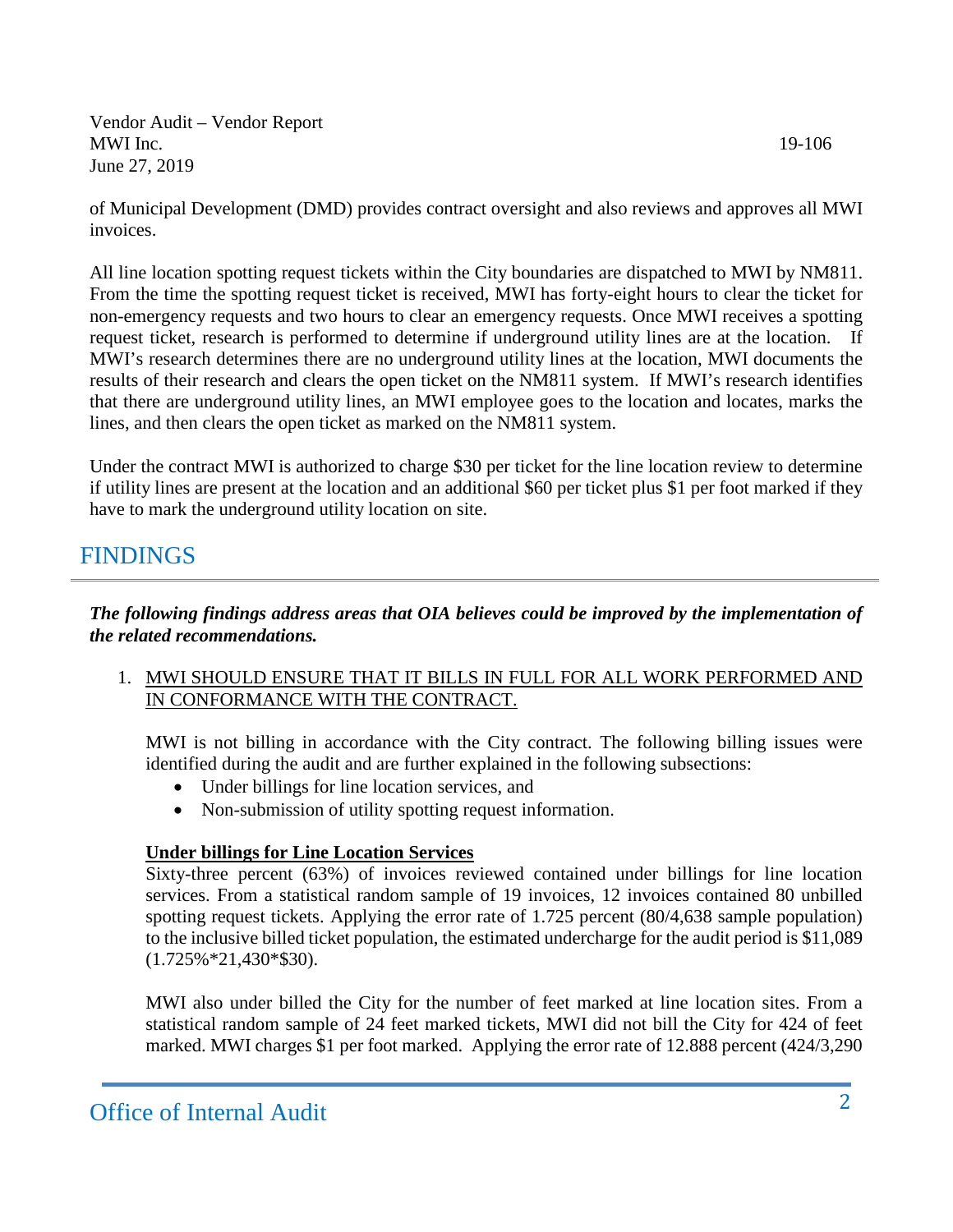of Municipal Development (DMD) provides contract oversight and also reviews and approves all MWI invoices.

All line location spotting request tickets within the City boundaries are dispatched to MWI by NM811. From the time the spotting request ticket is received, MWI has forty-eight hours to clear the ticket for non-emergency requests and two hours to clear an emergency requests. Once MWI receives a spotting request ticket, research is performed to determine if underground utility lines are at the location. If MWI's research determines there are no underground utility lines at the location, MWI documents the results of their research and clears the open ticket on the NM811 system. If MWI's research identifies that there are underground utility lines, an MWI employee goes to the location and locates, marks the lines, and then clears the open ticket as marked on the NM811 system.

Under the contract MWI is authorized to charge $30 per ticket for the line location review to determine if utility lines are present at the location and an additional $60 per ticket plus $1 per foot marked if they have to mark the underground utility location on site.

## FINDINGS

***The following findings address areas that OIA believes could be improved by the implementation of the related recommendations.***

1. <u>MWI SHOULD ENSURE THAT IT BILLS IN FULL FOR ALL WORK PERFORMED AND IN CONFORMANCE WITH THE CONTRACT.</u>

   MWI is not billing in accordance with the City contract. The following billing issues were identified during the audit and are further explained in the following subsections:

   - Under billings for line location services, and
   - Non-submission of utility spotting request information.

   **<u>Under billings for Line Location Services</u>**

   Sixty-three percent (63%) of invoices reviewed contained under billings for line location services. From a statistical random sample of 19 invoices, 12 invoices contained 80 unbilled spotting request tickets. Applying the error rate of 1.725 percent (80/4,638 sample population) to the inclusive billed ticket population, the estimated undercharge for the audit period is $11,089 (1.725%*21,430*$30).

   MWI also under billed the City for the number of feet marked at line location sites. From a statistical random sample of 24 feet marked tickets, MWI did not bill the City for 424 of feet marked. MWI charges $1 per foot marked. Applying the error rate of 12.888 percent (424/3,290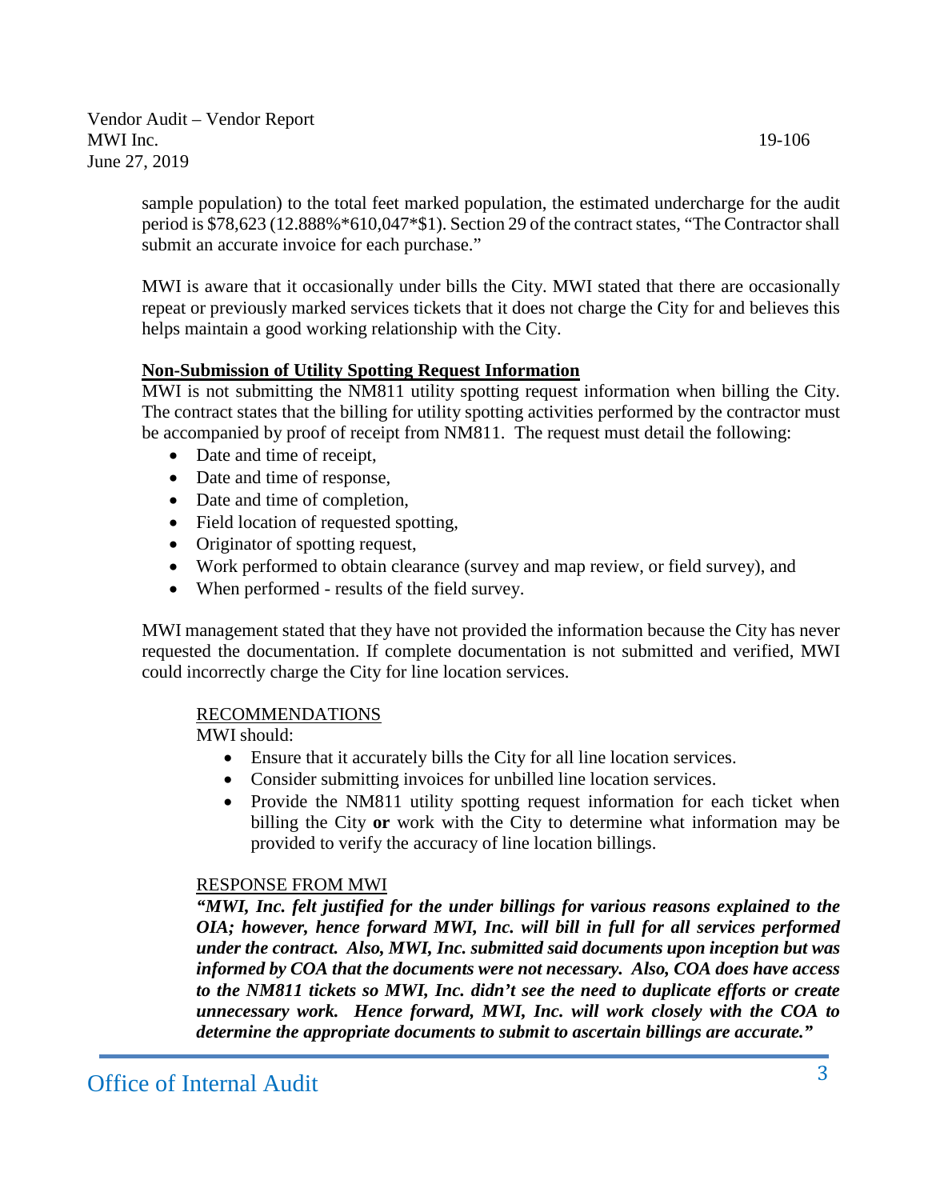sample population) to the total feet marked population, the estimated undercharge for the audit period is $78,623 (12.888%*610,047*$1). Section 29 of the contract states, "The Contractor shall submit an accurate invoice for each purchase."

MWI is aware that it occasionally under bills the City. MWI stated that there are occasionally repeat or previously marked services tickets that it does not charge the City for and believes this helps maintain a good working relationship with the City.

**Non-Submission of Utility Spotting Request Information**

MWI is not submitting the NM811 utility spotting request information when billing the City. The contract states that the billing for utility spotting activities performed by the contractor must be accompanied by proof of receipt from NM811. The request must detail the following:

- Date and time of receipt,
- Date and time of response,
- Date and time of completion,
- Field location of requested spotting,
- Originator of spotting request,
- Work performed to obtain clearance (survey and map review, or field survey), and
- When performed - results of the field survey.

MWI management stated that they have not provided the information because the City has never requested the documentation. If complete documentation is not submitted and verified, MWI could incorrectly charge the City for line location services.

RECOMMENDATIONS

MWI should:

- Ensure that it accurately bills the City for all line location services.
- Consider submitting invoices for unbilled line location services.
- Provide the NM811 utility spotting request information for each ticket when billing the City **or** work with the City to determine what information may be provided to verify the accuracy of line location billings.

RESPONSE FROM MWI

***"MWI, Inc. felt justified for the under billings for various reasons explained to the OIA; however, hence forward MWI, Inc. will bill in full for all services performed under the contract. Also, MWI, Inc. submitted said documents upon inception but was informed by COA that the documents were not necessary. Also, COA does have access to the NM811 tickets so MWI, Inc. didn't see the need to duplicate efforts or create unnecessary work. Hence forward, MWI, Inc. will work closely with the COA to determine the appropriate documents to submit to ascertain billings are accurate."***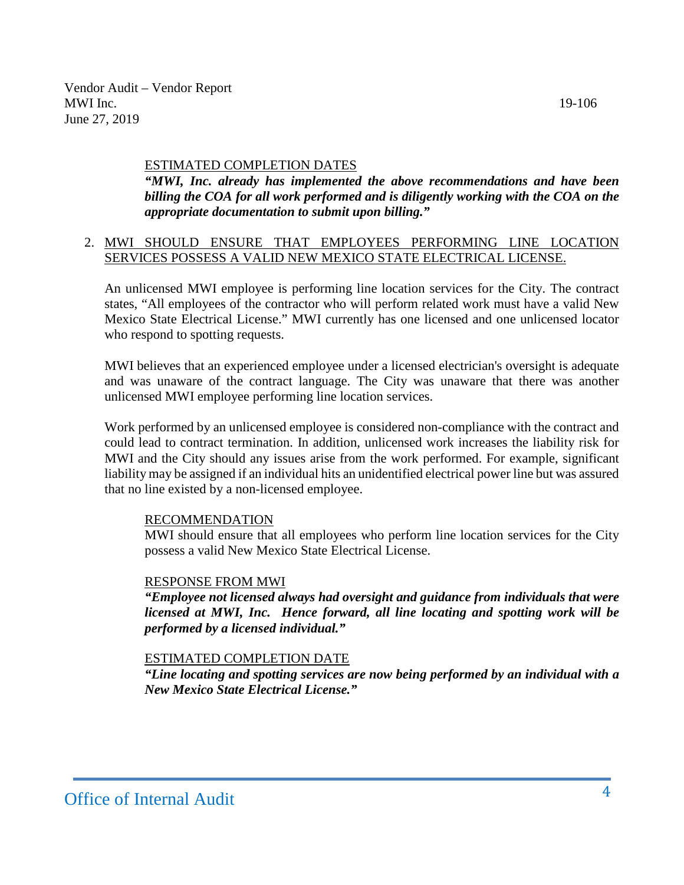ESTIMATED COMPLETION DATES

***"MWI, Inc. already has implemented the above recommendations and have been billing the COA for all work performed and is diligently working with the COA on the appropriate documentation to submit upon billing."***

2. MWI SHOULD ENSURE THAT EMPLOYEES PERFORMING LINE LOCATION SERVICES POSSESS A VALID NEW MEXICO STATE ELECTRICAL LICENSE.

An unlicensed MWI employee is performing line location services for the City. The contract states, "All employees of the contractor who will perform related work must have a valid New Mexico State Electrical License." MWI currently has one licensed and one unlicensed locator who respond to spotting requests.

MWI believes that an experienced employee under a licensed electrician's oversight is adequate and was unaware of the contract language. The City was unaware that there was another unlicensed MWI employee performing line location services.

Work performed by an unlicensed employee is considered non-compliance with the contract and could lead to contract termination. In addition, unlicensed work increases the liability risk for MWI and the City should any issues arise from the work performed. For example, significant liability may be assigned if an individual hits an unidentified electrical power line but was assured that no line existed by a non-licensed employee.

RECOMMENDATION

MWI should ensure that all employees who perform line location services for the City possess a valid New Mexico State Electrical License.

RESPONSE FROM MWI

***"Employee not licensed always had oversight and guidance from individuals that were licensed at MWI, Inc. Hence forward, all line locating and spotting work will be performed by a licensed individual."***

ESTIMATED COMPLETION DATE

***"Line locating and spotting services are now being performed by an individual with a New Mexico State Electrical License."***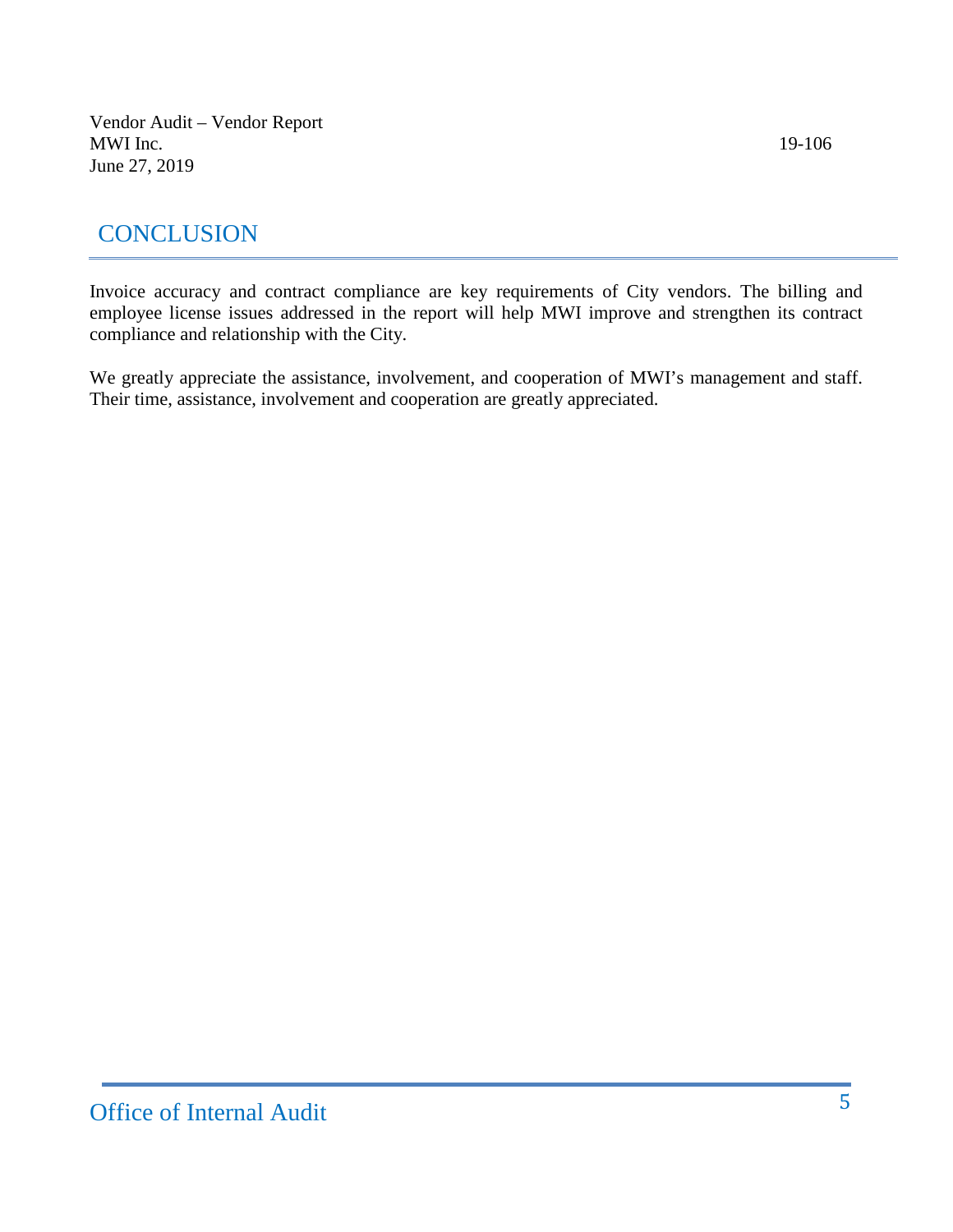# CONCLUSION

Invoice accuracy and contract compliance are key requirements of City vendors. The billing and employee license issues addressed in the report will help MWI improve and strengthen its contract compliance and relationship with the City.

We greatly appreciate the assistance, involvement, and cooperation of MWI's management and staff. Their time, assistance, involvement and cooperation are greatly appreciated.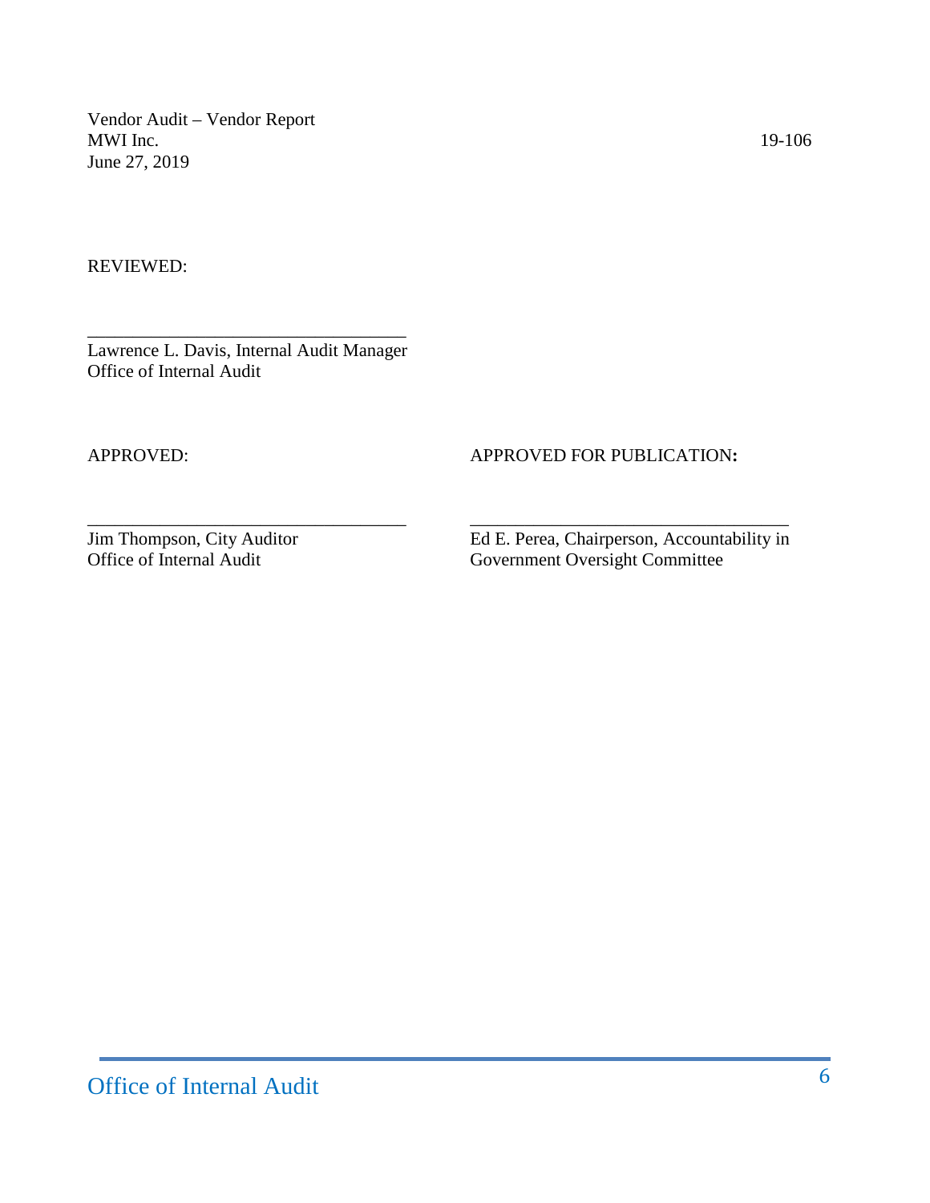Vendor Audit – Vendor Report
MWI Inc. 19-106
June 27, 2019

REVIEWED:

\_\_\_\_\_\_\_\_\_\_\_\_\_\_\_\_\_\_\_\_\_\_\_\_\_\_\_\_\_\_\_\_\_\_\_
Lawrence L. Davis, Internal Audit Manager
Office of Internal Audit

| APPROVED: | APPROVED FOR PUBLICATION**:** |
| --- | --- |
| \_\_\_\_\_\_\_\_\_\_\_\_\_\_\_\_\_\_\_\_\_\_\_\_\_\_\_\_\_\_\_\_\_\_\_ | \_\_\_\_\_\_\_\_\_\_\_\_\_\_\_\_\_\_\_\_\_\_\_\_\_\_\_\_\_\_\_\_\_\_\_ |
| Jim Thompson, City Auditor<br>Office of Internal Audit | Ed E. Perea, Chairperson, Accountability in<br>Government Oversight Committee |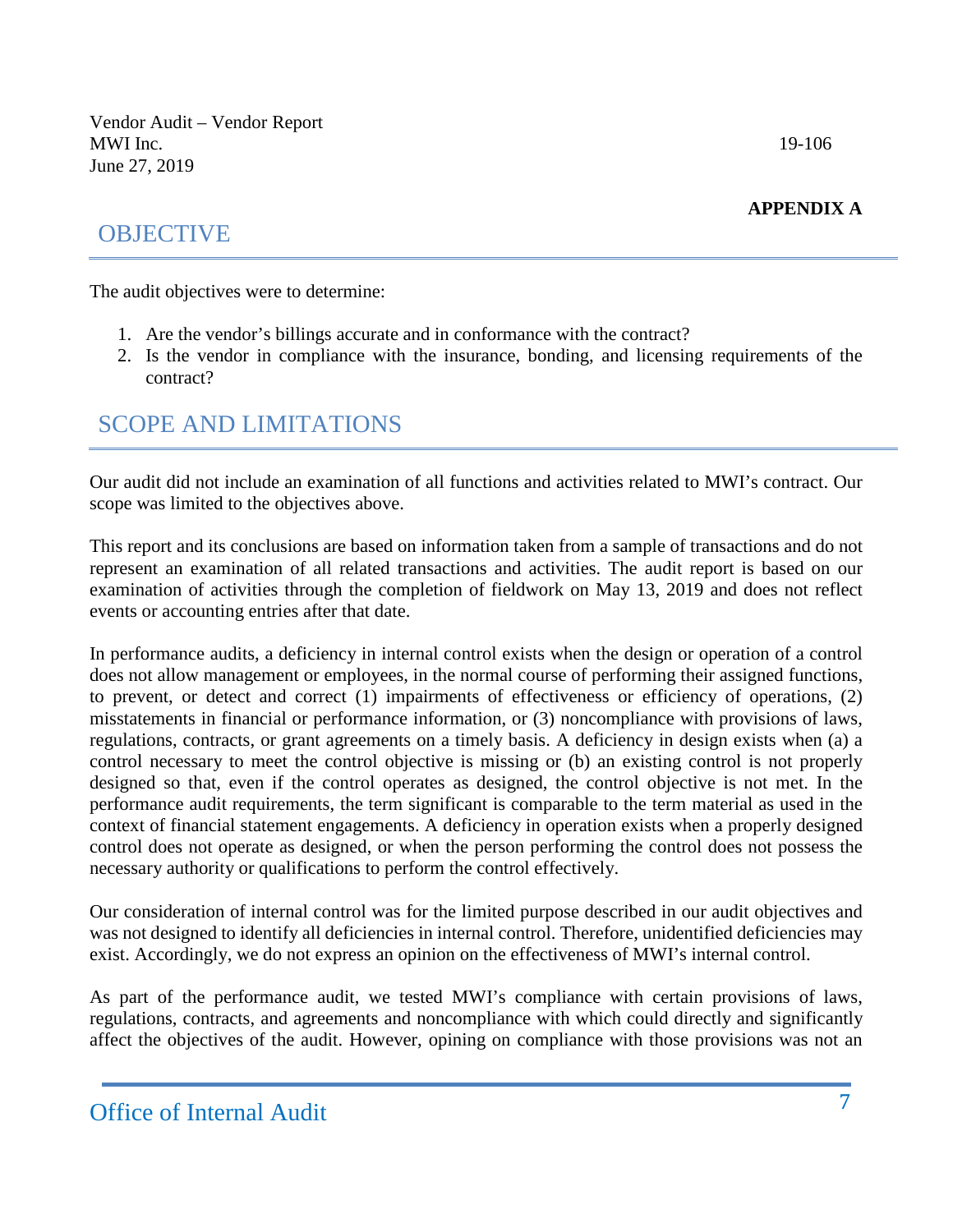**APPENDIX A**

## OBJECTIVE

The audit objectives were to determine:

1. Are the vendor's billings accurate and in conformance with the contract?
2. Is the vendor in compliance with the insurance, bonding, and licensing requirements of the contract?

## SCOPE AND LIMITATIONS

Our audit did not include an examination of all functions and activities related to MWI's contract. Our scope was limited to the objectives above.

This report and its conclusions are based on information taken from a sample of transactions and do not represent an examination of all related transactions and activities. The audit report is based on our examination of activities through the completion of fieldwork on May 13, 2019 and does not reflect events or accounting entries after that date.

In performance audits, a deficiency in internal control exists when the design or operation of a control does not allow management or employees, in the normal course of performing their assigned functions, to prevent, or detect and correct (1) impairments of effectiveness or efficiency of operations, (2) misstatements in financial or performance information, or (3) noncompliance with provisions of laws, regulations, contracts, or grant agreements on a timely basis. A deficiency in design exists when (a) a control necessary to meet the control objective is missing or (b) an existing control is not properly designed so that, even if the control operates as designed, the control objective is not met. In the performance audit requirements, the term significant is comparable to the term material as used in the context of financial statement engagements. A deficiency in operation exists when a properly designed control does not operate as designed, or when the person performing the control does not possess the necessary authority or qualifications to perform the control effectively.

Our consideration of internal control was for the limited purpose described in our audit objectives and was not designed to identify all deficiencies in internal control. Therefore, unidentified deficiencies may exist. Accordingly, we do not express an opinion on the effectiveness of MWI's internal control.

As part of the performance audit, we tested MWI's compliance with certain provisions of laws, regulations, contracts, and agreements and noncompliance with which could directly and significantly affect the objectives of the audit. However, opining on compliance with those provisions was not an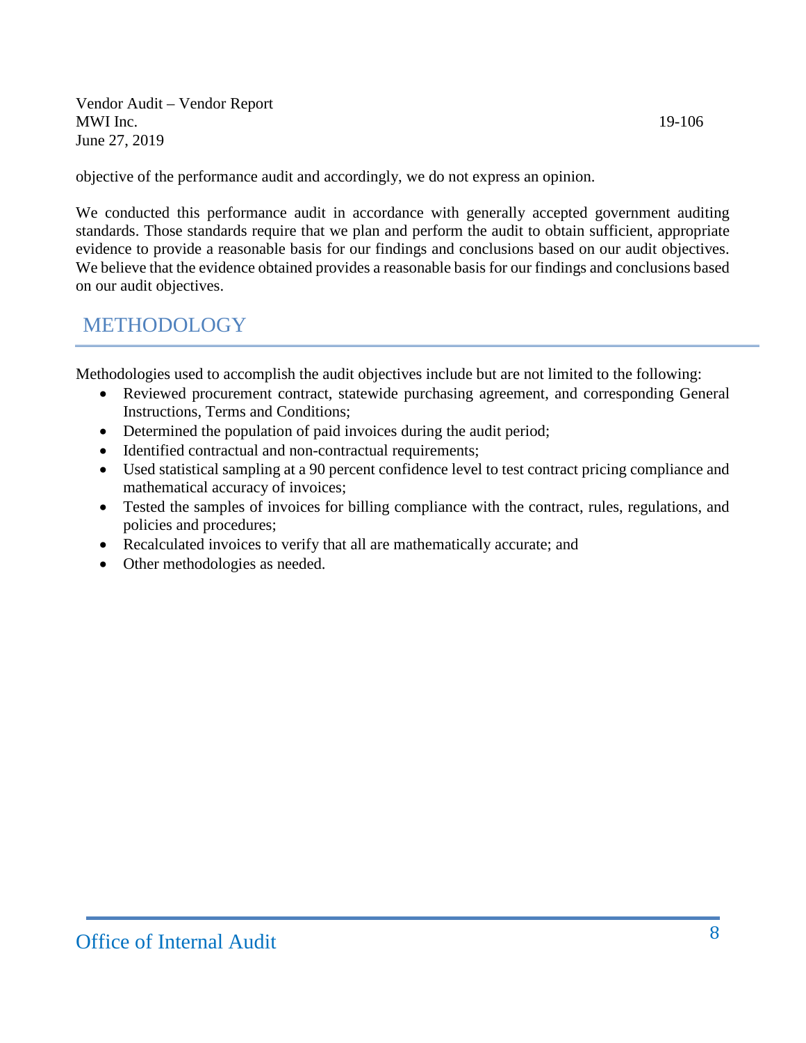objective of the performance audit and accordingly, we do not express an opinion.

We conducted this performance audit in accordance with generally accepted government auditing standards. Those standards require that we plan and perform the audit to obtain sufficient, appropriate evidence to provide a reasonable basis for our findings and conclusions based on our audit objectives. We believe that the evidence obtained provides a reasonable basis for our findings and conclusions based on our audit objectives.

## METHODOLOGY

Methodologies used to accomplish the audit objectives include but are not limited to the following:

- Reviewed procurement contract, statewide purchasing agreement, and corresponding General Instructions, Terms and Conditions;
- Determined the population of paid invoices during the audit period;
- Identified contractual and non-contractual requirements;
- Used statistical sampling at a 90 percent confidence level to test contract pricing compliance and mathematical accuracy of invoices;
- Tested the samples of invoices for billing compliance with the contract, rules, regulations, and policies and procedures;
- Recalculated invoices to verify that all are mathematically accurate; and
- Other methodologies as needed.